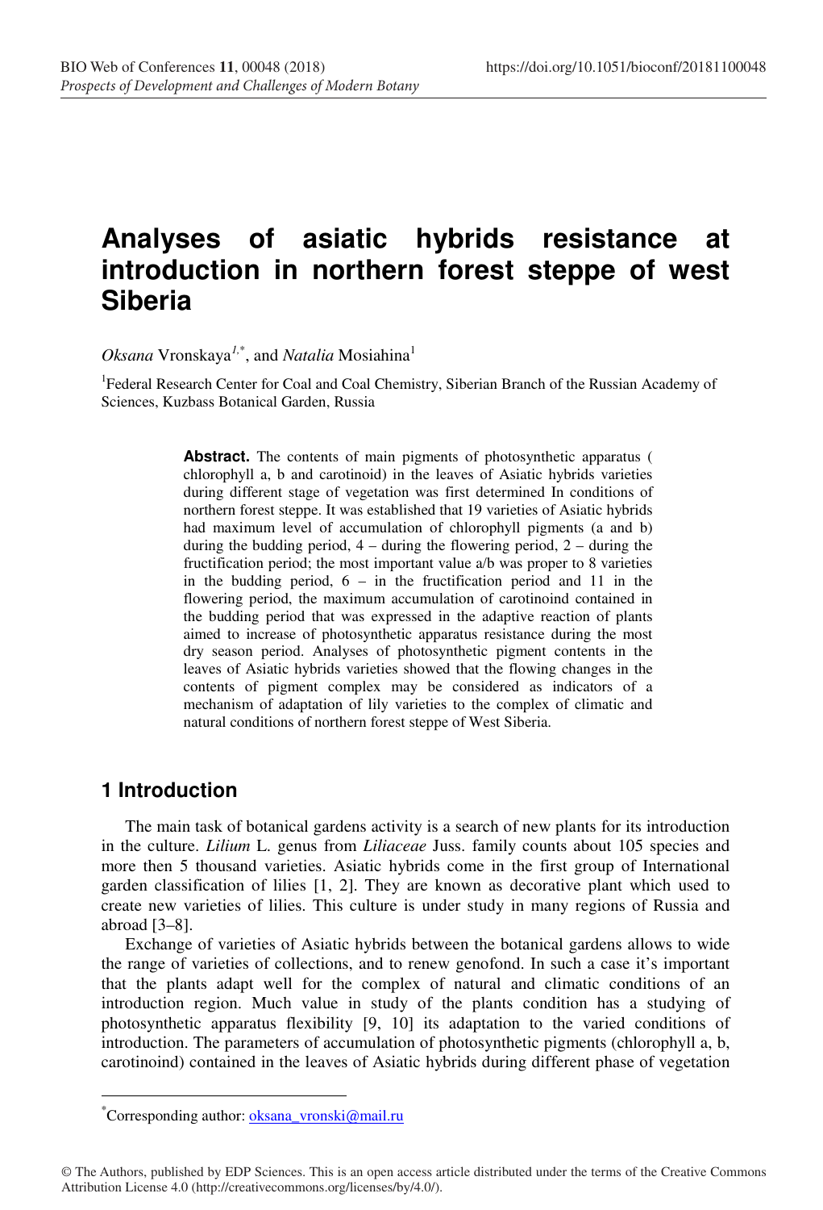# Analyses of asiatic hybrids resistance at introduction in northern forest steppe of west Siberia

*Oksana* Vronskaya[1,*], and *Natalia* Mosiahina[1]

[1]Federal Research Center for Coal and Coal Chemistry, Siberian Branch of the Russian Academy of Sciences, Kuzbass Botanical Garden, Russia

**Abstract.** The contents of main pigments of photosynthetic apparatus ( chlorophyll a, b and carotinoid) in the leaves of Asiatic hybrids varieties during different stage of vegetation was first determined In conditions of northern forest steppe. It was established that 19 varieties of Asiatic hybrids had maximum level of accumulation of chlorophyll pigments (a and b) during the budding period, 4 – during the flowering period, 2 – during the fructification period; the most important value a/b was proper to 8 varieties in the budding period, 6 – in the fructification period and 11 in the flowering period, the maximum accumulation of carotinoind contained in the budding period that was expressed in the adaptive reaction of plants aimed to increase of photosynthetic apparatus resistance during the most dry season period. Analyses of photosynthetic pigment contents in the leaves of Asiatic hybrids varieties showed that the flowing changes in the contents of pigment complex may be considered as indicators of a mechanism of adaptation of lily varieties to the complex of climatic and natural conditions of northern forest steppe of West Siberia.

## 1 Introduction

The main task of botanical gardens activity is a search of new plants for its introduction in the culture. *Lilium* L. genus from *Liliaceae* Juss. family counts about 105 species and more then 5 thousand varieties. Asiatic hybrids come in the first group of International garden classification of lilies [1, 2]. They are known as decorative plant which used to create new varieties of lilies. This culture is under study in many regions of Russia and abroad [3–8].

Exchange of varieties of Asiatic hybrids between the botanical gardens allows to wide the range of varieties of collections, and to renew genofond. In such a case it's important that the plants adapt well for the complex of natural and climatic conditions of an introduction region. Much value in study of the plants condition has a studying of photosynthetic apparatus flexibility [9, 10] its adaptation to the varied conditions of introduction. The parameters of accumulation of photosynthetic pigments (chlorophyll a, b, carotinoind) contained in the leaves of Asiatic hybrids during different phase of vegetation

*Corresponding author: oksana_vronski@mail.ru

© The Authors, published by EDP Sciences. This is an open access article distributed under the terms of the Creative Commons Attribution License 4.0 (http://creativecommons.org/licenses/by/4.0/).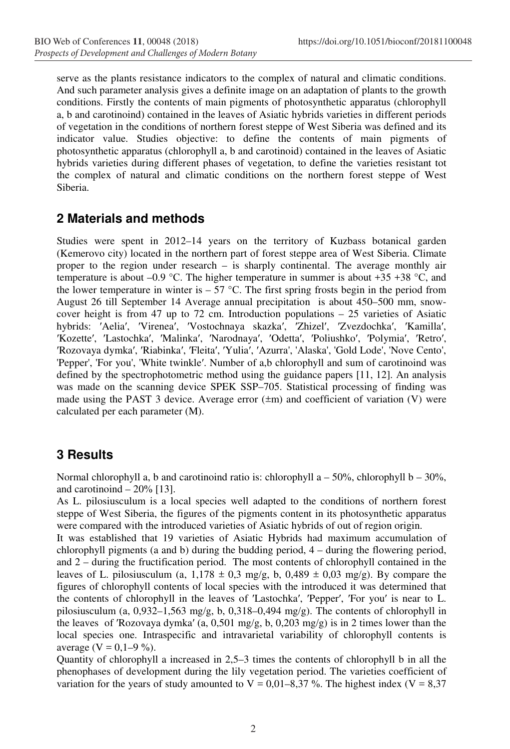serve as the plants resistance indicators to the complex of natural and climatic conditions. And such parameter analysis gives a definite image on an adaptation of plants to the growth conditions. Firstly the contents of main pigments of photosynthetic apparatus (chlorophyll a, b and carotinoid) contained in the leaves of Asiatic hybrids varieties in different periods of vegetation in the conditions of northern forest steppe of West Siberia was defined and its indicator value. Studies objective: to define the contents of main pigments of photosynthetic apparatus (chlorophyll a, b and carotinoid) contained in the leaves of Asiatic hybrids varieties during different phases of vegetation, to define the varieties resistant tot the complex of natural and climatic conditions on the northern forest steppe of West Siberia.

## 2 Materials and methods

Studies were spent in 2012–14 years on the territory of Kuzbass botanical garden (Kemerovo city) located in the northern part of forest steppe area of West Siberia. Climate proper to the region under research – is sharply continental. The average monthly air temperature is about –0.9 °C. The higher temperature in summer is about +35 +38 °C, and the lower temperature in winter is – 57 °C. The first spring frosts begin in the period from August 26 till September 14 Average annual precipitation is about 450–500 mm, snow-cover height is from 47 up to 72 cm. Introduction populations – 25 varieties of Asiatic hybrids: ′Aelia′, ′Virenea′, ′Vostochnaya skazka′, ′Zhizel′, ′Zvezdochka′, ′Kamilla′, ′Kozette′, ′Lastochka′, ′Malinka′, ′Narodnaya′, ′Odetta′, ′Poliushko′, ′Polymia′, ′Retro′, ′Rozovaya dymka′, ′Riabinka′, ′Fleita′, ′Yulia′, ′Azurra', 'Alaska', 'Gold Lode', 'Nove Cento', 'Pepper', 'For you', 'White twinkle′. Number of a,b chlorophyll and sum of carotinoind was defined by the spectrophotometric method using the guidance papers [11, 12]. An analysis was made on the scanning device SPEK SSP–705. Statistical processing of finding was made using the PAST 3 device. Average error (±m) and coefficient of variation (V) were calculated per each parameter (M).

## 3 Results

Normal chlorophyll a, b and carotinoind ratio is: chlorophyll a – 50%, chlorophyll b – 30%, and carotinoind – 20% [13].

As L. pilosiusculum is a local species well adapted to the conditions of northern forest steppe of West Siberia, the figures of the pigments content in its photosynthetic apparatus were compared with the introduced varieties of Asiatic hybrids of out of region origin.

It was established that 19 varieties of Asiatic Hybrids had maximum accumulation of chlorophyll pigments (a and b) during the budding period, 4 – during the flowering period, and 2 – during the fructification period. The most contents of chlorophyll contained in the leaves of L. pilosiusculum (a, 1,178 ± 0,3 mg/g, b, 0,489 ± 0,03 mg/g). By compare the figures of chlorophyll contents of local species with the introduced it was determined that the contents of chlorophyll in the leaves of ′Lastochka′, ′Pepper′, ′For you′ is near to L. pilosiusculum (a, 0,932–1,563 mg/g, b, 0,318–0,494 mg/g). The contents of chlorophyll in the leaves of ′Rozovaya dymka′ (a, 0,501 mg/g, b, 0,203 mg/g) is in 2 times lower than the local species one. Intraspecific and intravarietal variability of chlorophyll contents is average (V = 0,1–9 %).

Quantity of chlorophyll a increased in 2,5–3 times the contents of chlorophyll b in all the phenophases of development during the lily vegetation period. The varieties coefficient of variation for the years of study amounted to V = 0,01–8,37 %. The highest index (V = 8,37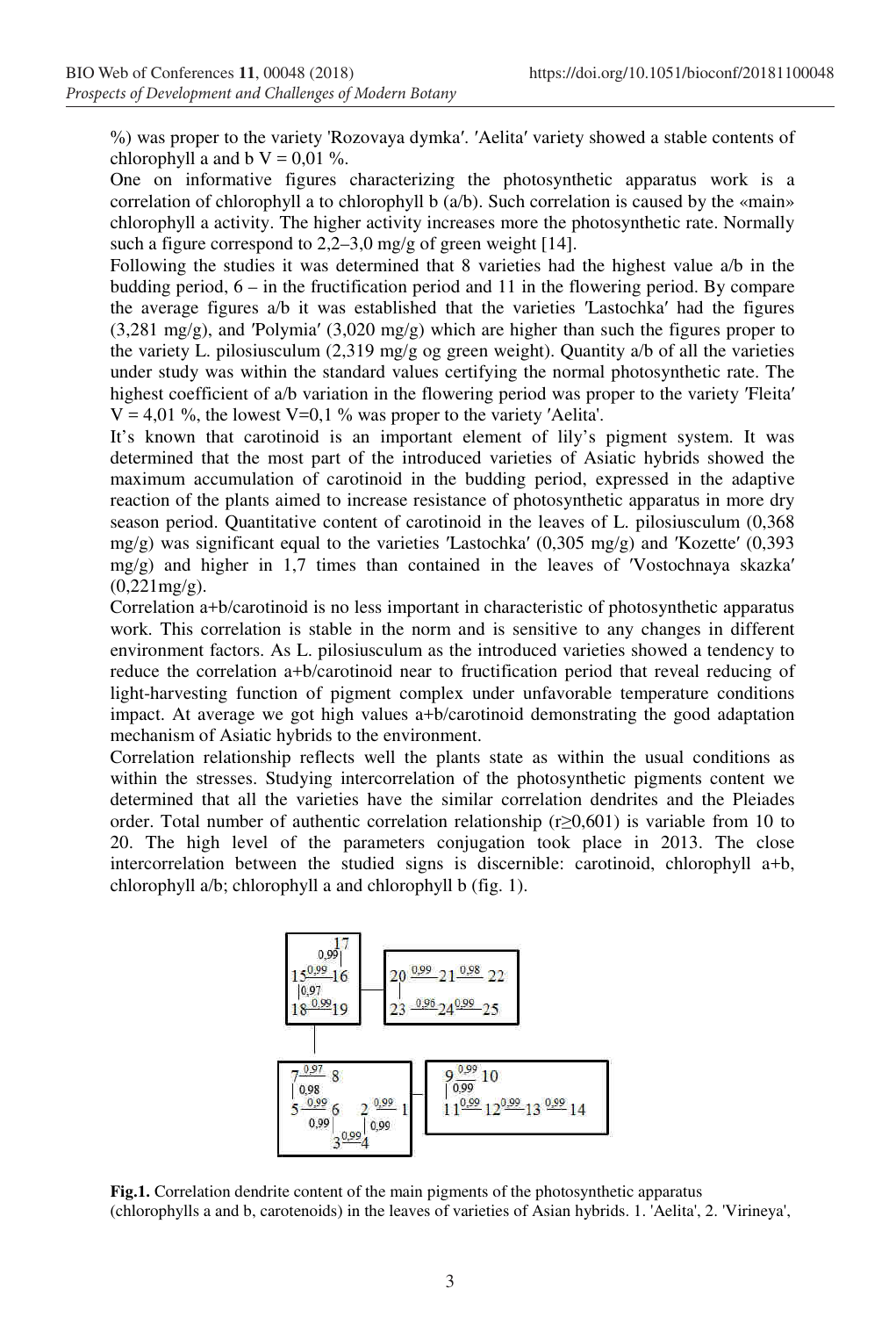%) was proper to the variety 'Rozovaya dymka′. ′Aelita′ variety showed a stable contents of chlorophyll a and b V = 0,01 %.

One on informative figures characterizing the photosynthetic apparatus work is a correlation of chlorophyll a to chlorophyll b (a/b). Such correlation is caused by the «main» chlorophyll a activity. The higher activity increases more the photosynthetic rate. Normally such a figure correspond to 2,2–3,0 mg/g of green weight [14].

Following the studies it was determined that 8 varieties had the highest value a/b in the budding period, 6 – in the fructification period and 11 in the flowering period. By compare the average figures a/b it was established that the varieties ′Lastochka′ had the figures (3,281 mg/g), and ′Polymia′ (3,020 mg/g) which are higher than such the figures proper to the variety L. pilosiusculum (2,319 mg/g og green weight). Quantity a/b of all the varieties under study was within the standard values certifying the normal photosynthetic rate. The highest coefficient of a/b variation in the flowering period was proper to the variety ′Fleita′ V = 4,01 %, the lowest V=0,1 % was proper to the variety ′Aelita'.

It's known that carotinoid is an important element of lily's pigment system. It was determined that the most part of the introduced varieties of Asiatic hybrids showed the maximum accumulation of carotinoid in the budding period, expressed in the adaptive reaction of the plants aimed to increase resistance of photosynthetic apparatus in more dry season period. Quantitative content of carotinoid in the leaves of L. pilosiusculum (0,368 mg/g) was significant equal to the varieties ′Lastochka′ (0,305 mg/g) and ′Kozette′ (0,393 mg/g) and higher in 1,7 times than contained in the leaves of ′Vostochnaya skazka′ (0,221mg/g).

Correlation a+b/carotinoid is no less important in characteristic of photosynthetic apparatus work. This correlation is stable in the norm and is sensitive to any changes in different environment factors. As L. pilosiusculum as the introduced varieties showed a tendency to reduce the correlation a+b/carotinoid near to fructification period that reveal reducing of light-harvesting function of pigment complex under unfavorable temperature conditions impact. At average we got high values a+b/carotinoid demonstrating the good adaptation mechanism of Asiatic hybrids to the environment.

Correlation relationship reflects well the plants state as within the usual conditions as within the stresses. Studying intercorrelation of the photosynthetic pigments content we determined that all the varieties have the similar correlation dendrites and the Pleiades order. Total number of authentic correlation relationship ($r \geq 0,601$) is variable from 10 to 20. The high level of the parameters conjugation took place in 2013. The close intercorrelation between the studied signs is discernible: carotinoid, chlorophyll a+b, chlorophyll a/b; chlorophyll a and chlorophyll b (fig. 1).

**Fig.1.** Correlation dendrite content of the main pigments of the photosynthetic apparatus (chlorophylls a and b, carotenoids) in the leaves of varieties of Asian hybrids. 1. 'Aelita', 2. 'Virineya',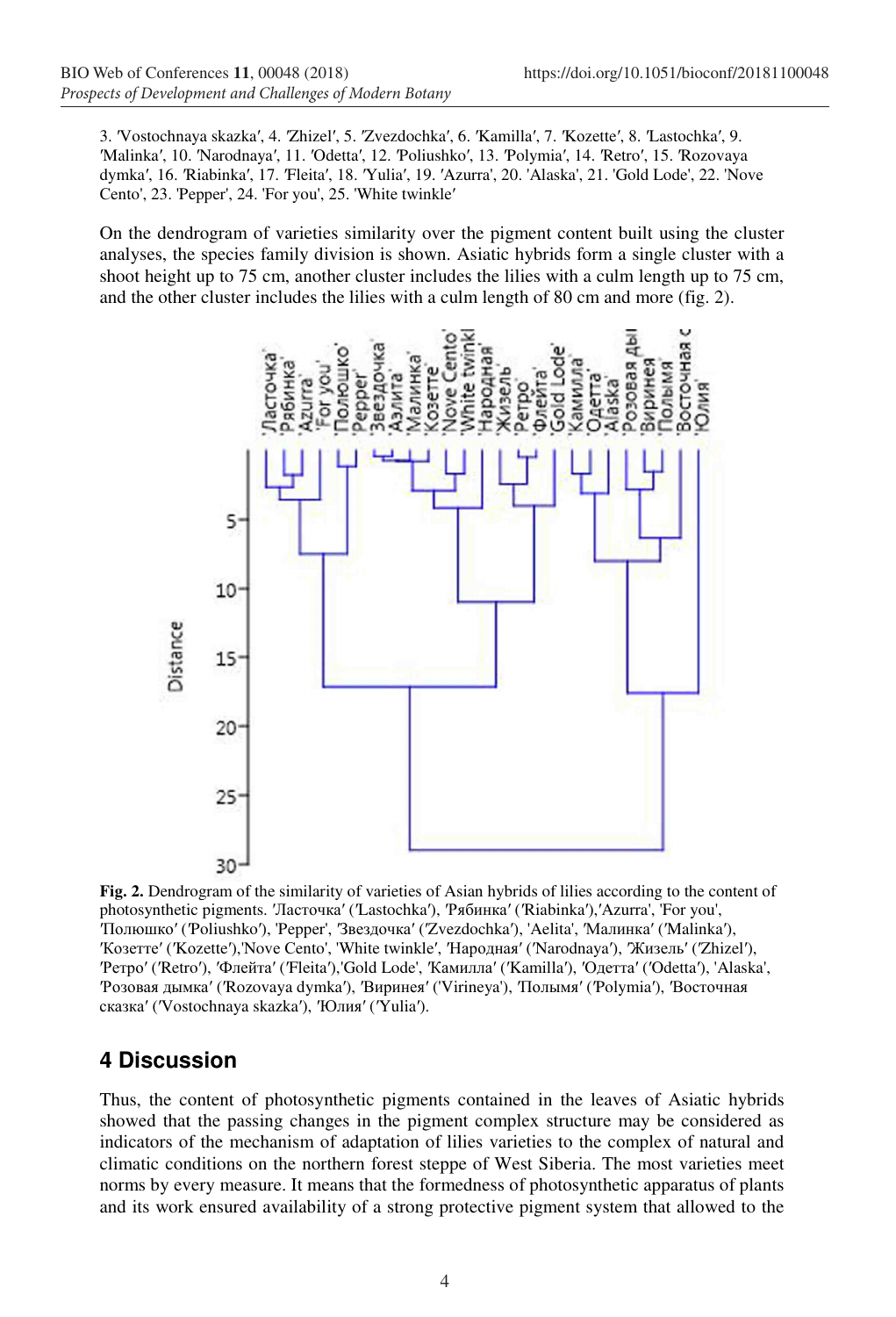3. 'Vostochnaya skazka', 4. 'Zhizel', 5. 'Zvezdochka', 6. 'Kamilla', 7. 'Kozette', 8. 'Lastochka', 9. 'Malinka', 10. 'Narodnaya', 11. 'Odetta', 12. 'Poliushko', 13. 'Polymia', 14. 'Retro', 15. 'Rozovaya dymka', 16. 'Riabinka', 17. 'Fleita', 18. 'Yulia', 19. 'Azurra', 20. 'Alaska', 21. 'Gold Lode', 22. 'Nove Cento', 23. 'Pepper', 24. 'For you', 25. 'White twinkle'

On the dendrogram of varieties similarity over the pigment content built using the cluster analyses, the species family division is shown. Asiatic hybrids form a single cluster with a shoot height up to 75 cm, another cluster includes the lilies with a culm length up to 75 cm, and the other cluster includes the lilies with a culm length of 80 cm and more (fig. 2).

**Fig. 2.** Dendrogram of the similarity of varieties of Asian hybrids of lilies according to the content of photosynthetic pigments. 'Ласточка' ('Lastochka'), 'Рябинка' ('Riabinka'),'Azurra', 'For you', 'Полюшко' ('Poliushko'), 'Pepper', 'Звездочка' ('Zvezdochka'), 'Aelita', 'Малинка' ('Malinka'), 'Козетте' ('Kozette'),'Nove Cento', 'White twinkle', 'Народная' ('Narodnaya'), 'Жизель' ('Zhizel'), 'Ретро' ('Retro'), 'Флейта' ('Fleita'),'Gold Lode', 'Камилла' ('Kamilla'), 'Одетта' ('Odetta'), 'Alaska', 'Розовая дымка' ('Rozovaya dymka'), 'Виринея' ('Virineya'), 'Полымя' ('Polymia'), 'Восточная сказка' ('Vostochnaya skazka'), 'Юлия' ('Yulia').

## 4 Discussion

Thus, the content of photosynthetic pigments contained in the leaves of Asiatic hybrids showed that the passing changes in the pigment complex structure may be considered as indicators of the mechanism of adaptation of lilies varieties to the complex of natural and climatic conditions on the northern forest steppe of West Siberia. The most varieties meet norms by every measure. It means that the formedness of photosynthetic apparatus of plants and its work ensured availability of a strong protective pigment system that allowed to the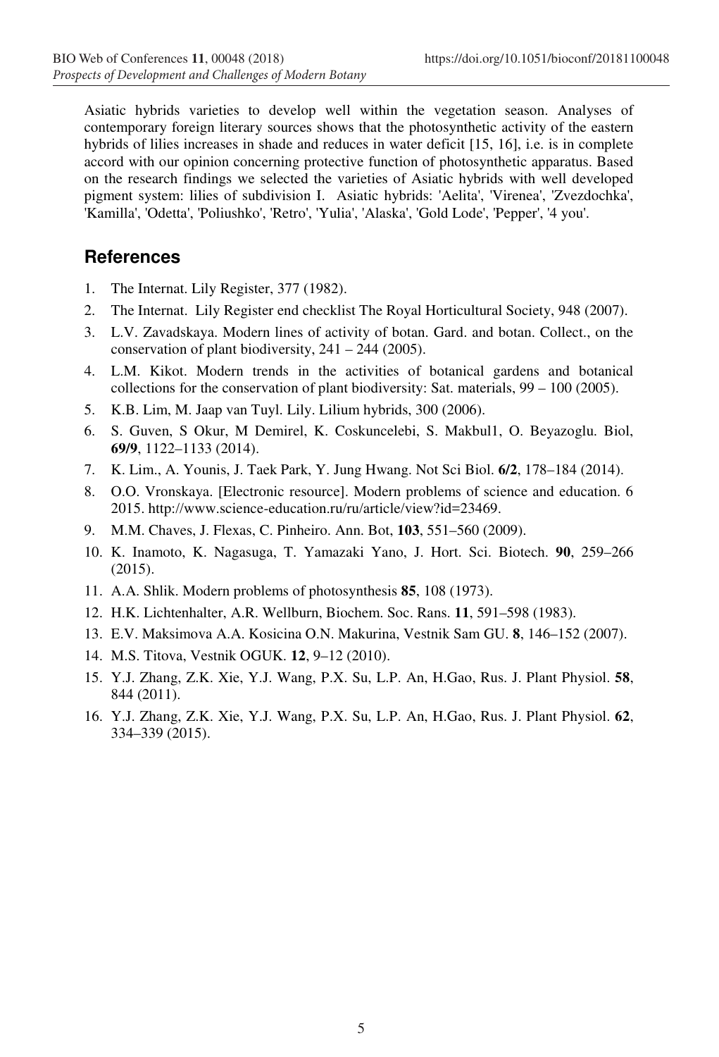Asiatic hybrids varieties to develop well within the vegetation season. Analyses of contemporary foreign literary sources shows that the photosynthetic activity of the eastern hybrids of lilies increases in shade and reduces in water deficit [15, 16], i.e. is in complete accord with our opinion concerning protective function of photosynthetic apparatus. Based on the research findings we selected the varieties of Asiatic hybrids with well developed pigment system: lilies of subdivision I. Asiatic hybrids: 'Aelita', 'Virenea', 'Zvezdochka', 'Kamilla', 'Odetta', 'Poliushko', 'Retro', 'Yulia', 'Alaska', 'Gold Lode', 'Pepper', '4 you'.

## References

1. The Internat. Lily Register, 377 (1982).
2. The Internat. Lily Register end checklist The Royal Horticultural Society, 948 (2007).
3. L.V. Zavadskaya. Modern lines of activity of botan. Gard. and botan. Collect., on the conservation of plant biodiversity, 241 – 244 (2005).
4. L.M. Kikot. Modern trends in the activities of botanical gardens and botanical collections for the conservation of plant biodiversity: Sat. materials, 99 – 100 (2005).
5. K.B. Lim, M. Jaap van Tuyl. Lily. Lilium hybrids, 300 (2006).
6. S. Guven, S Okur, M Demirel, K. Coskuncelebi, S. Makbul1, O. Beyazoglu. Biol, **69/9**, 1122–1133 (2014).
7. K. Lim., A. Younis, J. Taek Park, Y. Jung Hwang. Not Sci Biol. **6/2**, 178–184 (2014).
8. O.O. Vronskaya. [Electronic resource]. Modern problems of science and education. 6 2015. http://www.science-education.ru/ru/article/view?id=23469.
9. M.M. Chaves, J. Flexas, C. Pinheiro. Ann. Bot, **103**, 551–560 (2009).
10. K. Inamoto, K. Nagasuga, T. Yamazaki Yano, J. Hort. Sci. Biotech. **90**, 259–266 (2015).
11. A.A. Shlik. Modern problems of photosynthesis **85**, 108 (1973).
12. H.K. Lichtenhalter, A.R. Wellburn, Biochem. Soc. Rans. **11**, 591–598 (1983).
13. E.V. Maksimova A.A. Kosicina O.N. Makurina, Vestnik Sam GU. **8**, 146–152 (2007).
14. M.S. Titova, Vestnik OGUK. **12**, 9–12 (2010).
15. Y.J. Zhang, Z.K. Xie, Y.J. Wang, P.X. Su, L.P. An, H.Gao, Rus. J. Plant Physiol. **58**, 844 (2011).
16. Y.J. Zhang, Z.K. Xie, Y.J. Wang, P.X. Su, L.P. An, H.Gao, Rus. J. Plant Physiol. **62**, 334–339 (2015).